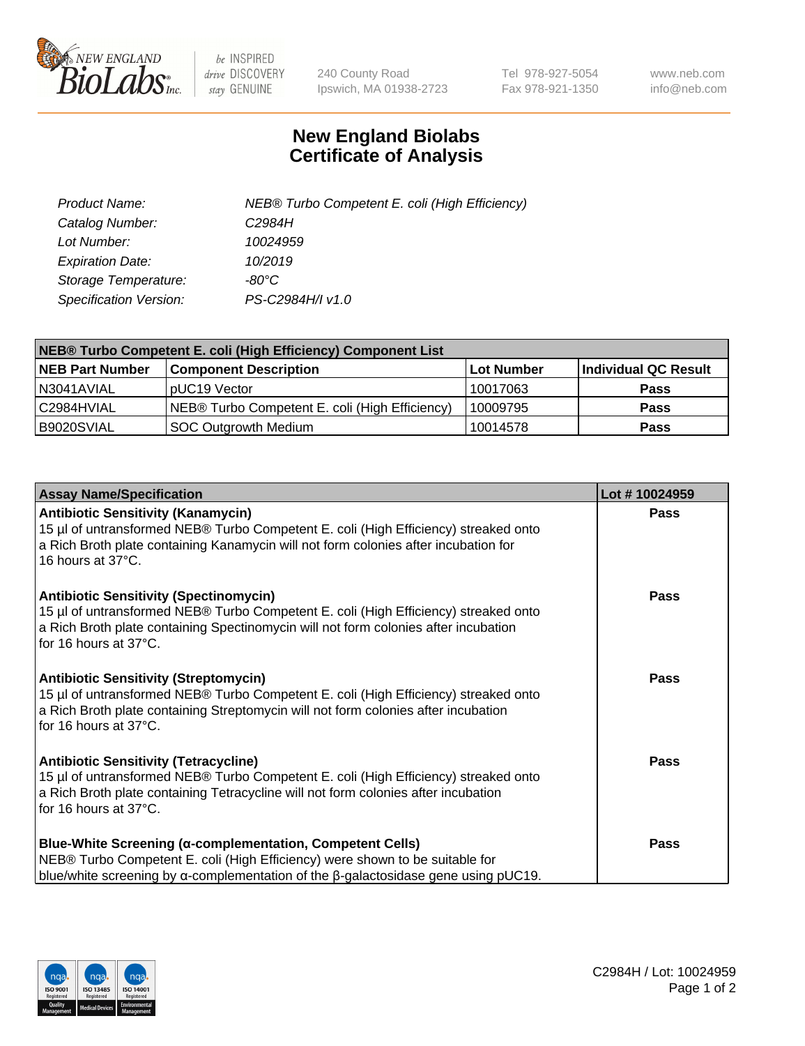New England BioLabs Inc. — be INSPIRED, drive DISCOVERY, stay GENUINE

240 County Road
Ipswich, MA 01938-2723

Tel 978-927-5054
Fax 978-921-1350

www.neb.com
info@neb.com

# New England Biolabs
# Certificate of Analysis

| | |
|---|---|
| *Product Name:* | *NEB® Turbo Competent E. coli (High Efficiency)* |
| *Catalog Number:* | *C2984H* |
| *Lot Number:* | *10024959* |
| *Expiration Date:* | *10/2019* |
| *Storage Temperature:* | *-80°C* |
| *Specification Version:* | *PS-C2984H/I v1.0* |

| NEB® Turbo Competent E. coli (High Efficiency) Component List | | | |
|---|---|---|---|
| **NEB Part Number** | **Component Description** | **Lot Number** | **Individual QC Result** |
| N3041AVIAL | pUC19 Vector | 10017063 | **Pass** |
| C2984HVIAL | NEB® Turbo Competent E. coli (High Efficiency) | 10009795 | **Pass** |
| B9020SVIAL | SOC Outgrowth Medium | 10014578 | **Pass** |

| Assay Name/Specification | Lot # 10024959 |
|---|---|
| **Antibiotic Sensitivity (Kanamycin)**<br>15 µl of untransformed NEB® Turbo Competent E. coli (High Efficiency) streaked onto a Rich Broth plate containing Kanamycin will not form colonies after incubation for 16 hours at 37°C. | **Pass** |
| **Antibiotic Sensitivity (Spectinomycin)**<br>15 µl of untransformed NEB® Turbo Competent E. coli (High Efficiency) streaked onto a Rich Broth plate containing Spectinomycin will not form colonies after incubation for 16 hours at 37°C. | **Pass** |
| **Antibiotic Sensitivity (Streptomycin)**<br>15 µl of untransformed NEB® Turbo Competent E. coli (High Efficiency) streaked onto a Rich Broth plate containing Streptomycin will not form colonies after incubation for 16 hours at 37°C. | **Pass** |
| **Antibiotic Sensitivity (Tetracycline)**<br>15 µl of untransformed NEB® Turbo Competent E. coli (High Efficiency) streaked onto a Rich Broth plate containing Tetracycline will not form colonies after incubation for 16 hours at 37°C. | **Pass** |
| **Blue-White Screening (α-complementation, Competent Cells)**<br>NEB® Turbo Competent E. coli (High Efficiency) were shown to be suitable for blue/white screening by α-complementation of the β-galactosidase gene using pUC19. | **Pass** |

ISO 9001 Registered Quality Management · ISO 13485 Registered Medical Devices · ISO 14001 Registered Environmental Management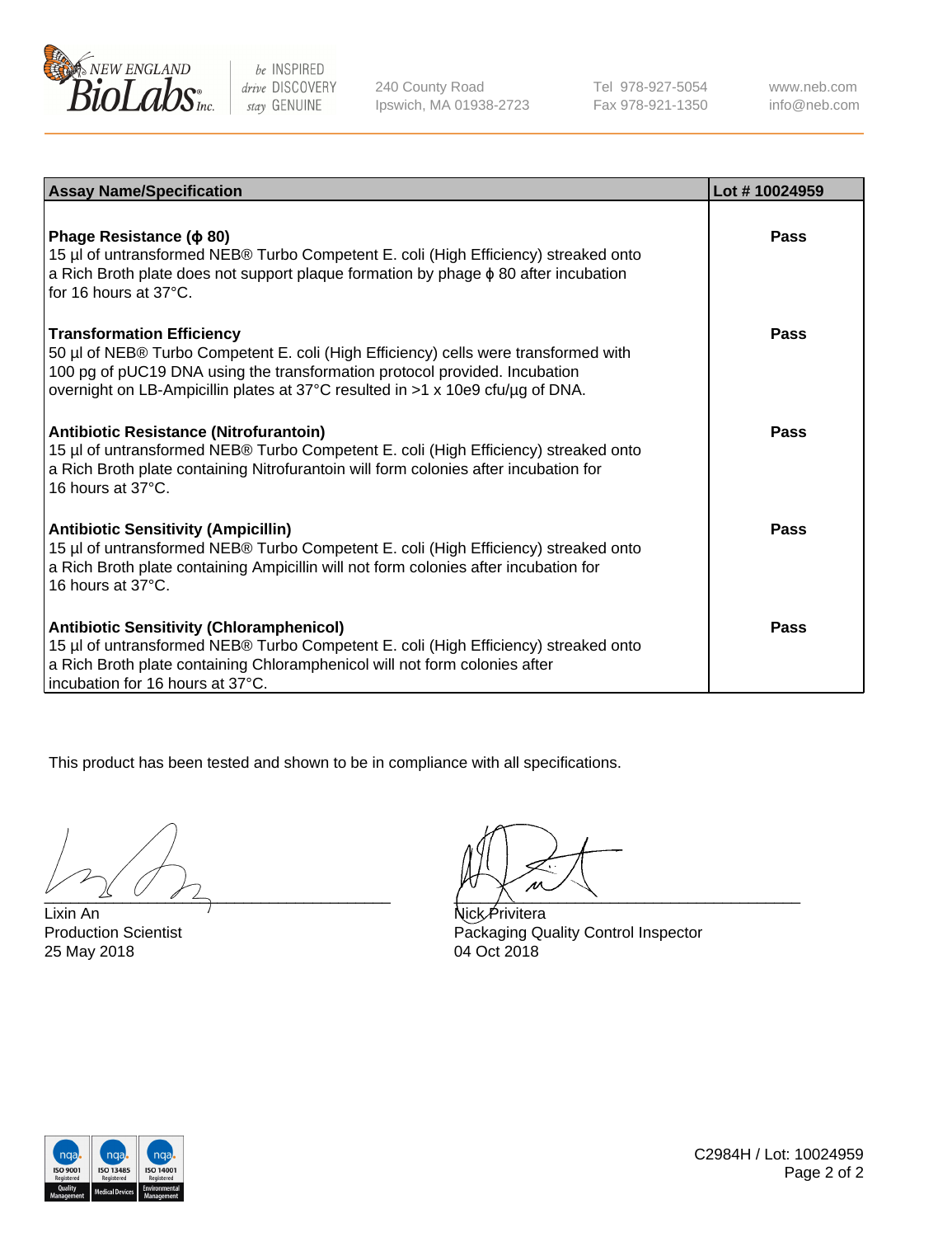New England BioLabs Inc. — be INSPIRED, drive DISCOVERY, stay GENUINE

240 County Road
Ipswich, MA 01938-2723

Tel 978-927-5054
Fax 978-921-1350

www.neb.com
info@neb.com

| Assay Name/Specification | Lot # 10024959 |
| --- | --- |
| **Phage Resistance (ϕ 80)**<br>15 µl of untransformed NEB® Turbo Competent E. coli (High Efficiency) streaked onto a Rich Broth plate does not support plaque formation by phage ϕ 80 after incubation for 16 hours at 37°C. | Pass |
| **Transformation Efficiency**<br>50 µl of NEB® Turbo Competent E. coli (High Efficiency) cells were transformed with 100 pg of pUC19 DNA using the transformation protocol provided. Incubation overnight on LB-Ampicillin plates at 37°C resulted in >1 x 10e9 cfu/µg of DNA. | Pass |
| **Antibiotic Resistance (Nitrofurantoin)**<br>15 µl of untransformed NEB® Turbo Competent E. coli (High Efficiency) streaked onto a Rich Broth plate containing Nitrofurantoin will form colonies after incubation for 16 hours at 37°C. | Pass |
| **Antibiotic Sensitivity (Ampicillin)**<br>15 µl of untransformed NEB® Turbo Competent E. coli (High Efficiency) streaked onto a Rich Broth plate containing Ampicillin will not form colonies after incubation for 16 hours at 37°C. | Pass |
| **Antibiotic Sensitivity (Chloramphenicol)**<br>15 µl of untransformed NEB® Turbo Competent E. coli (High Efficiency) streaked onto a Rich Broth plate containing Chloramphenicol will not form colonies after incubation for 16 hours at 37°C. | Pass |

This product has been tested and shown to be in compliance with all specifications.

Lixin An
Production Scientist
25 May 2018

Nick Privitera
Packaging Quality Control Inspector
04 Oct 2018

ISO 9001 Registered Quality Management | ISO 13485 Registered Medical Devices | ISO 14001 Registered Environmental Management

C2984H / Lot: 10024959